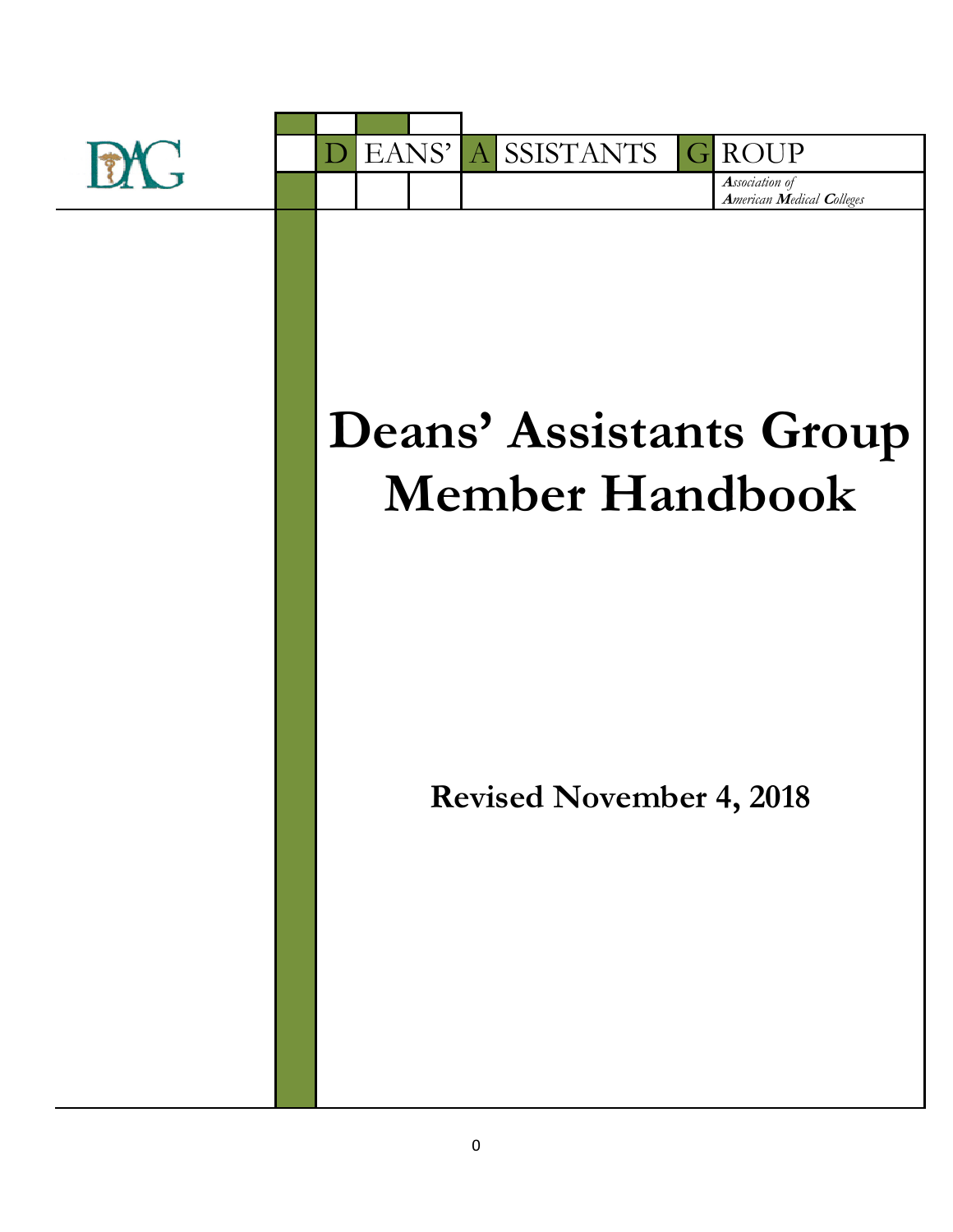DAG

DEANS' ASSISTANTS GROUP

*Association of American Medical Colleges*

# Deans' Assistants Group Member Handbook

**Revised November 4, 2018**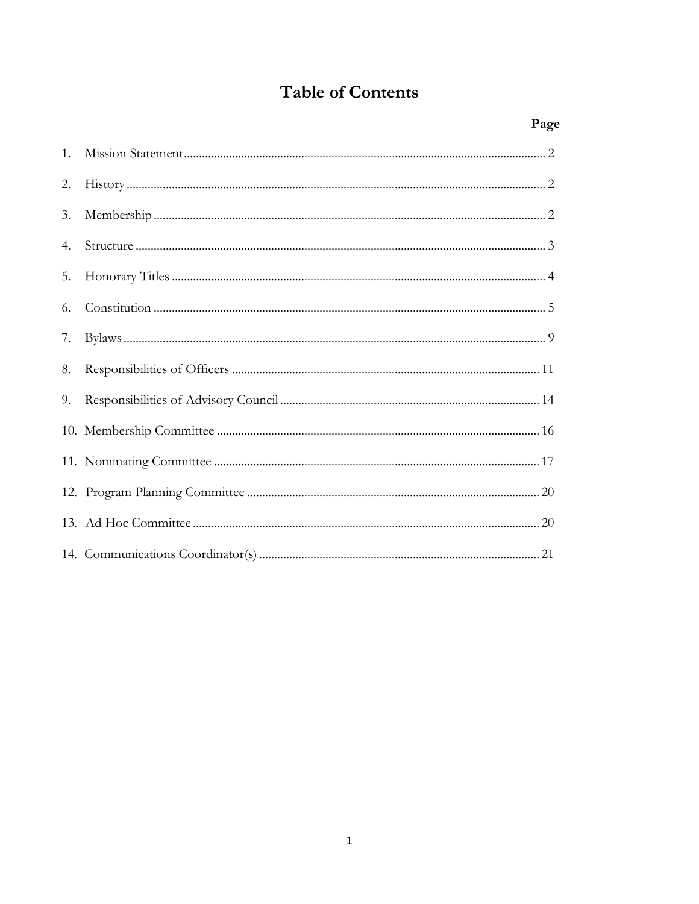# Table of Contents

| | | Page |
|---|---|---|
| 1. | Mission Statement | 2 |
| 2. | History | 2 |
| 3. | Membership | 2 |
| 4. | Structure | 3 |
| 5. | Honorary Titles | 4 |
| 6. | Constitution | 5 |
| 7. | Bylaws | 9 |
| 8. | Responsibilities of Officers | 11 |
| 9. | Responsibilities of Advisory Council | 14 |
| 10. | Membership Committee | 16 |
| 11. | Nominating Committee | 17 |
| 12. | Program Planning Committee | 20 |
| 13. | Ad Hoc Committee | 20 |
| 14. | Communications Coordinator(s) | 21 |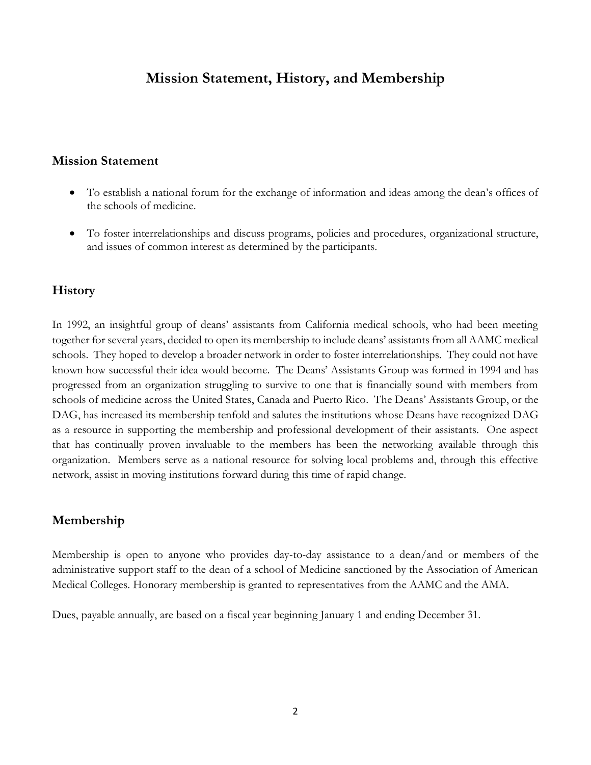# Mission Statement, History, and Membership

## Mission Statement

- To establish a national forum for the exchange of information and ideas among the dean's offices of the schools of medicine.

- To foster interrelationships and discuss programs, policies and procedures, organizational structure, and issues of common interest as determined by the participants.

## History

In 1992, an insightful group of deans' assistants from California medical schools, who had been meeting together for several years, decided to open its membership to include deans' assistants from all AAMC medical schools. They hoped to develop a broader network in order to foster interrelationships. They could not have known how successful their idea would become. The Deans' Assistants Group was formed in 1994 and has progressed from an organization struggling to survive to one that is financially sound with members from schools of medicine across the United States, Canada and Puerto Rico. The Deans' Assistants Group, or the DAG, has increased its membership tenfold and salutes the institutions whose Deans have recognized DAG as a resource in supporting the membership and professional development of their assistants. One aspect that has continually proven invaluable to the members has been the networking available through this organization. Members serve as a national resource for solving local problems and, through this effective network, assist in moving institutions forward during this time of rapid change.

## Membership

Membership is open to anyone who provides day-to-day assistance to a dean/and or members of the administrative support staff to the dean of a school of Medicine sanctioned by the Association of American Medical Colleges. Honorary membership is granted to representatives from the AAMC and the AMA.

Dues, payable annually, are based on a fiscal year beginning January 1 and ending December 31.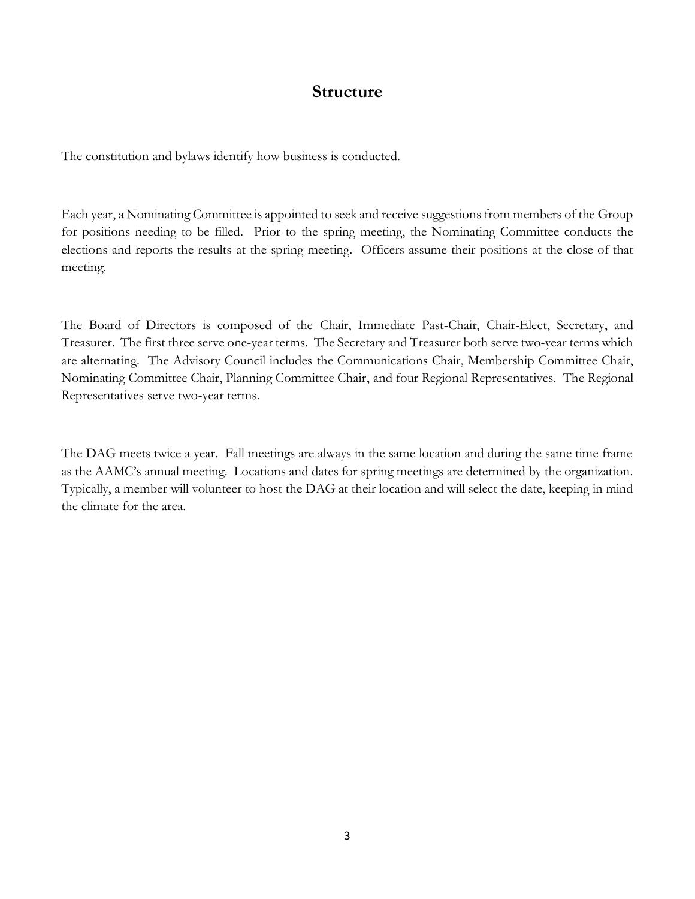## Structure

The constitution and bylaws identify how business is conducted.

Each year, a Nominating Committee is appointed to seek and receive suggestions from members of the Group for positions needing to be filled. Prior to the spring meeting, the Nominating Committee conducts the elections and reports the results at the spring meeting. Officers assume their positions at the close of that meeting.

The Board of Directors is composed of the Chair, Immediate Past-Chair, Chair-Elect, Secretary, and Treasurer. The first three serve one-year terms. The Secretary and Treasurer both serve two-year terms which are alternating. The Advisory Council includes the Communications Chair, Membership Committee Chair, Nominating Committee Chair, Planning Committee Chair, and four Regional Representatives. The Regional Representatives serve two-year terms.

The DAG meets twice a year. Fall meetings are always in the same location and during the same time frame as the AAMC's annual meeting. Locations and dates for spring meetings are determined by the organization. Typically, a member will volunteer to host the DAG at their location and will select the date, keeping in mind the climate for the area.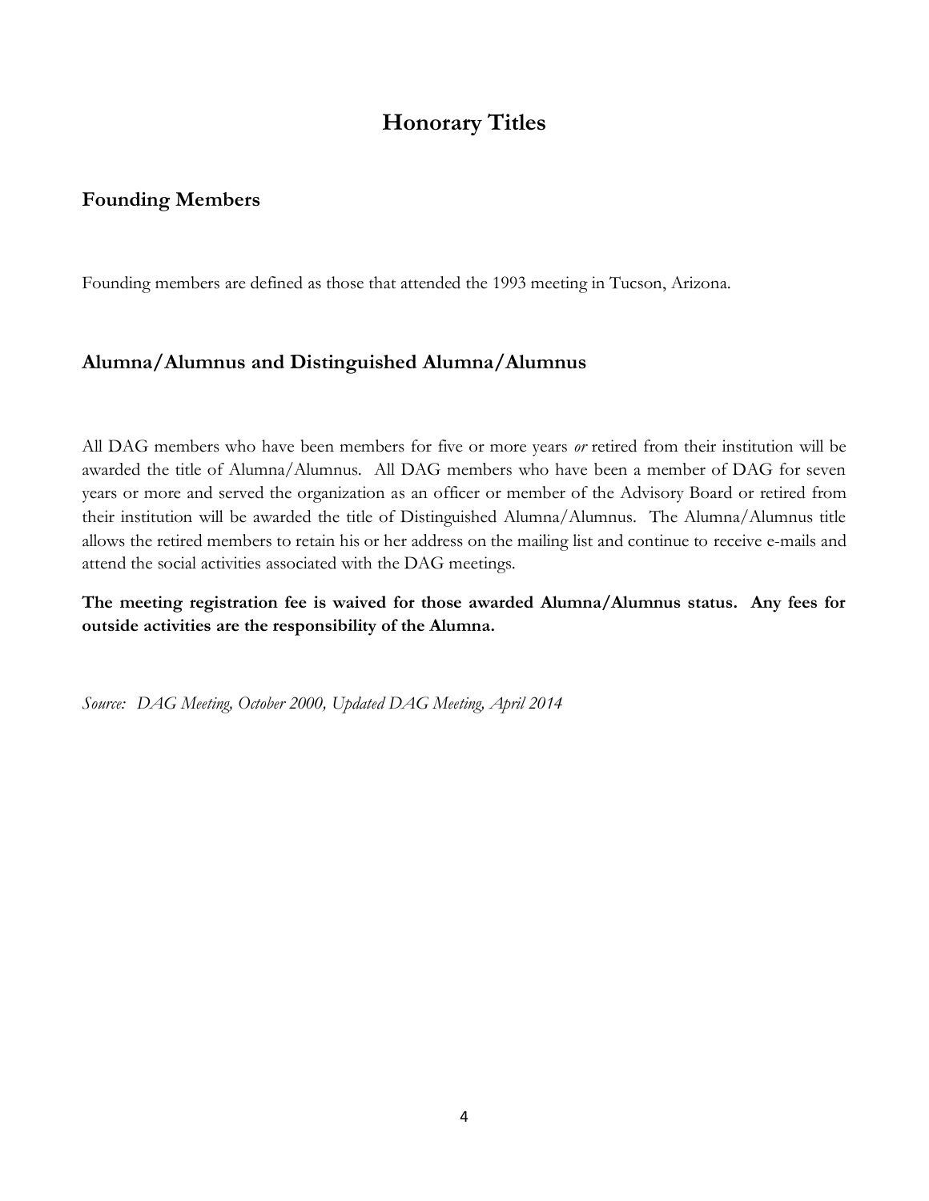# Honorary Titles

## Founding Members

Founding members are defined as those that attended the 1993 meeting in Tucson, Arizona.

## Alumna/Alumnus and Distinguished Alumna/Alumnus

All DAG members who have been members for five or more years *or* retired from their institution will be awarded the title of Alumna/Alumnus. All DAG members who have been a member of DAG for seven years or more and served the organization as an officer or member of the Advisory Board or retired from their institution will be awarded the title of Distinguished Alumna/Alumnus. The Alumna/Alumnus title allows the retired members to retain his or her address on the mailing list and continue to receive e-mails and attend the social activities associated with the DAG meetings.

**The meeting registration fee is waived for those awarded Alumna/Alumnus status. Any fees for outside activities are the responsibility of the Alumna.**

*Source: DAG Meeting, October 2000, Updated DAG Meeting, April 2014*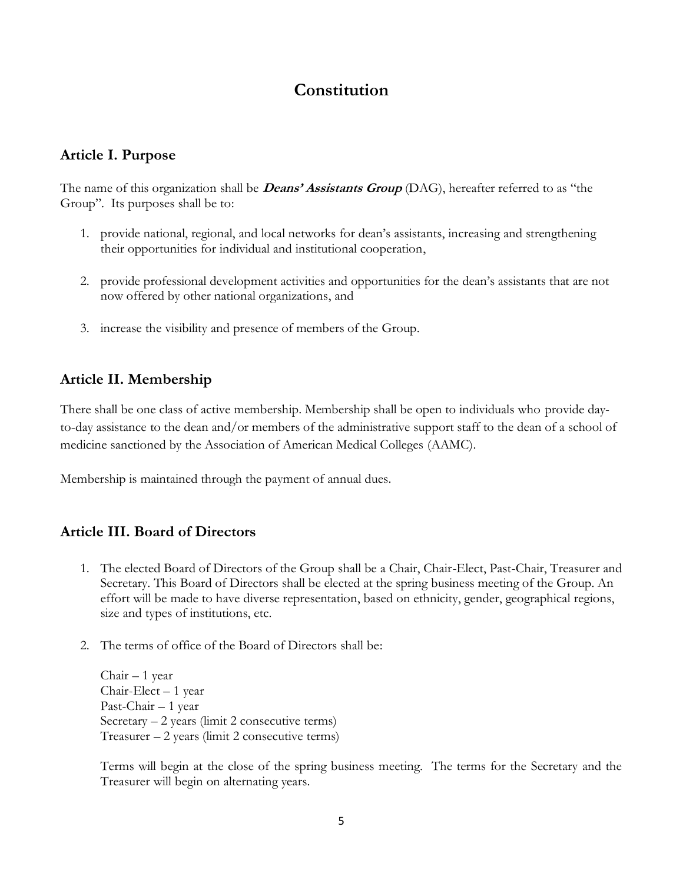# Constitution

## Article I. Purpose

The name of this organization shall be ***Deans' Assistants Group*** (DAG), hereafter referred to as "the Group". Its purposes shall be to:

1. provide national, regional, and local networks for dean's assistants, increasing and strengthening their opportunities for individual and institutional cooperation,

2. provide professional development activities and opportunities for the dean's assistants that are not now offered by other national organizations, and

3. increase the visibility and presence of members of the Group.

## Article II. Membership

There shall be one class of active membership. Membership shall be open to individuals who provide day-to-day assistance to the dean and/or members of the administrative support staff to the dean of a school of medicine sanctioned by the Association of American Medical Colleges (AAMC).

Membership is maintained through the payment of annual dues.

## Article III. Board of Directors

1. The elected Board of Directors of the Group shall be a Chair, Chair-Elect, Past-Chair, Treasurer and Secretary. This Board of Directors shall be elected at the spring business meeting of the Group. An effort will be made to have diverse representation, based on ethnicity, gender, geographical regions, size and types of institutions, etc.

2. The terms of office of the Board of Directors shall be:

   Chair – 1 year
   Chair-Elect – 1 year
   Past-Chair – 1 year
   Secretary – 2 years (limit 2 consecutive terms)
   Treasurer – 2 years (limit 2 consecutive terms)

   Terms will begin at the close of the spring business meeting. The terms for the Secretary and the Treasurer will begin on alternating years.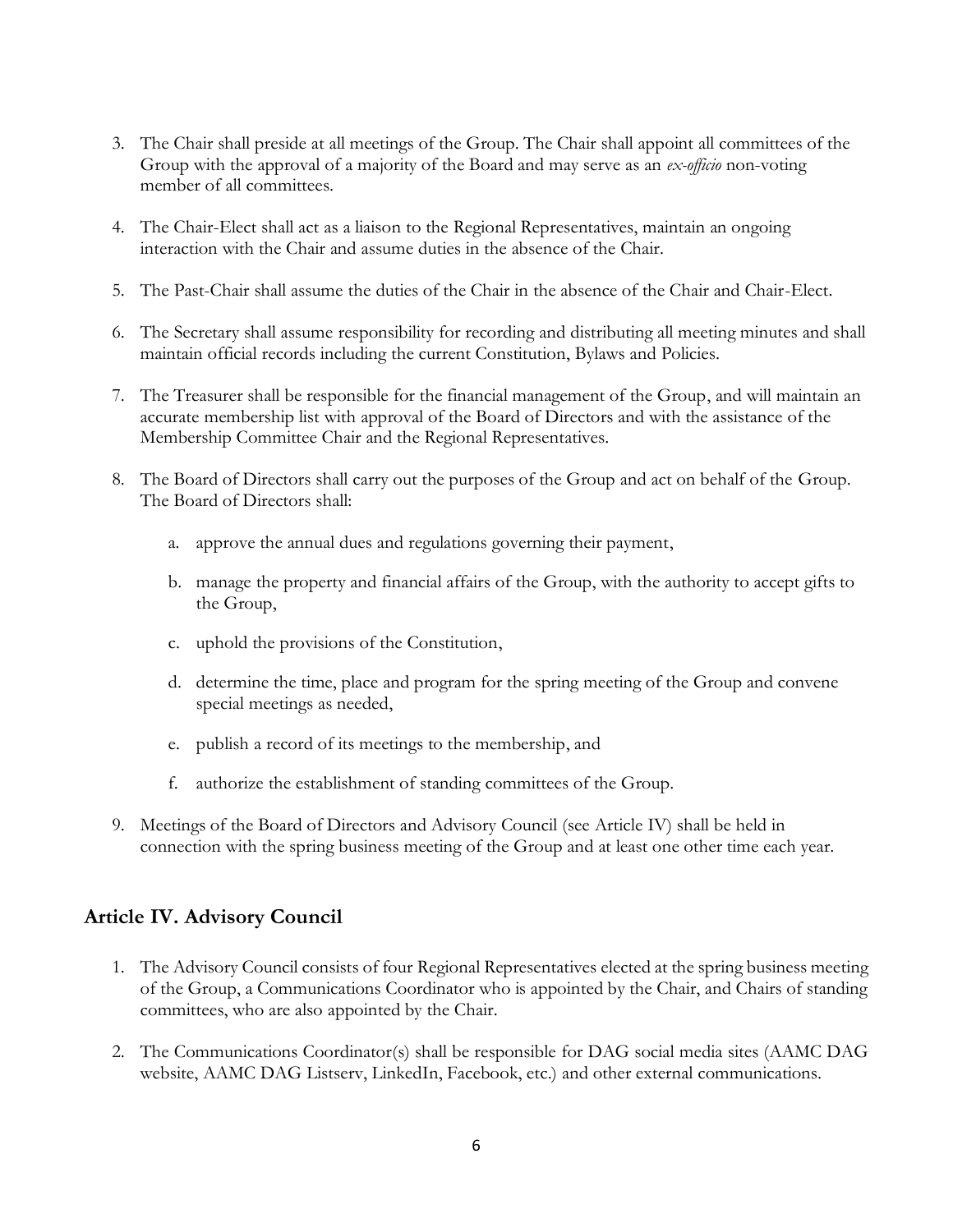3. The Chair shall preside at all meetings of the Group. The Chair shall appoint all committees of the Group with the approval of a majority of the Board and may serve as an *ex-officio* non-voting member of all committees.

4. The Chair-Elect shall act as a liaison to the Regional Representatives, maintain an ongoing interaction with the Chair and assume duties in the absence of the Chair.

5. The Past-Chair shall assume the duties of the Chair in the absence of the Chair and Chair-Elect.

6. The Secretary shall assume responsibility for recording and distributing all meeting minutes and shall maintain official records including the current Constitution, Bylaws and Policies.

7. The Treasurer shall be responsible for the financial management of the Group, and will maintain an accurate membership list with approval of the Board of Directors and with the assistance of the Membership Committee Chair and the Regional Representatives.

8. The Board of Directors shall carry out the purposes of the Group and act on behalf of the Group. The Board of Directors shall:

    a. approve the annual dues and regulations governing their payment,

    b. manage the property and financial affairs of the Group, with the authority to accept gifts to the Group,

    c. uphold the provisions of the Constitution,

    d. determine the time, place and program for the spring meeting of the Group and convene special meetings as needed,

    e. publish a record of its meetings to the membership, and

    f. authorize the establishment of standing committees of the Group.

9. Meetings of the Board of Directors and Advisory Council (see Article IV) shall be held in connection with the spring business meeting of the Group and at least one other time each year.

## Article IV. Advisory Council

1. The Advisory Council consists of four Regional Representatives elected at the spring business meeting of the Group, a Communications Coordinator who is appointed by the Chair, and Chairs of standing committees, who are also appointed by the Chair.

2. The Communications Coordinator(s) shall be responsible for DAG social media sites (AAMC DAG website, AAMC DAG Listserv, LinkedIn, Facebook, etc.) and other external communications.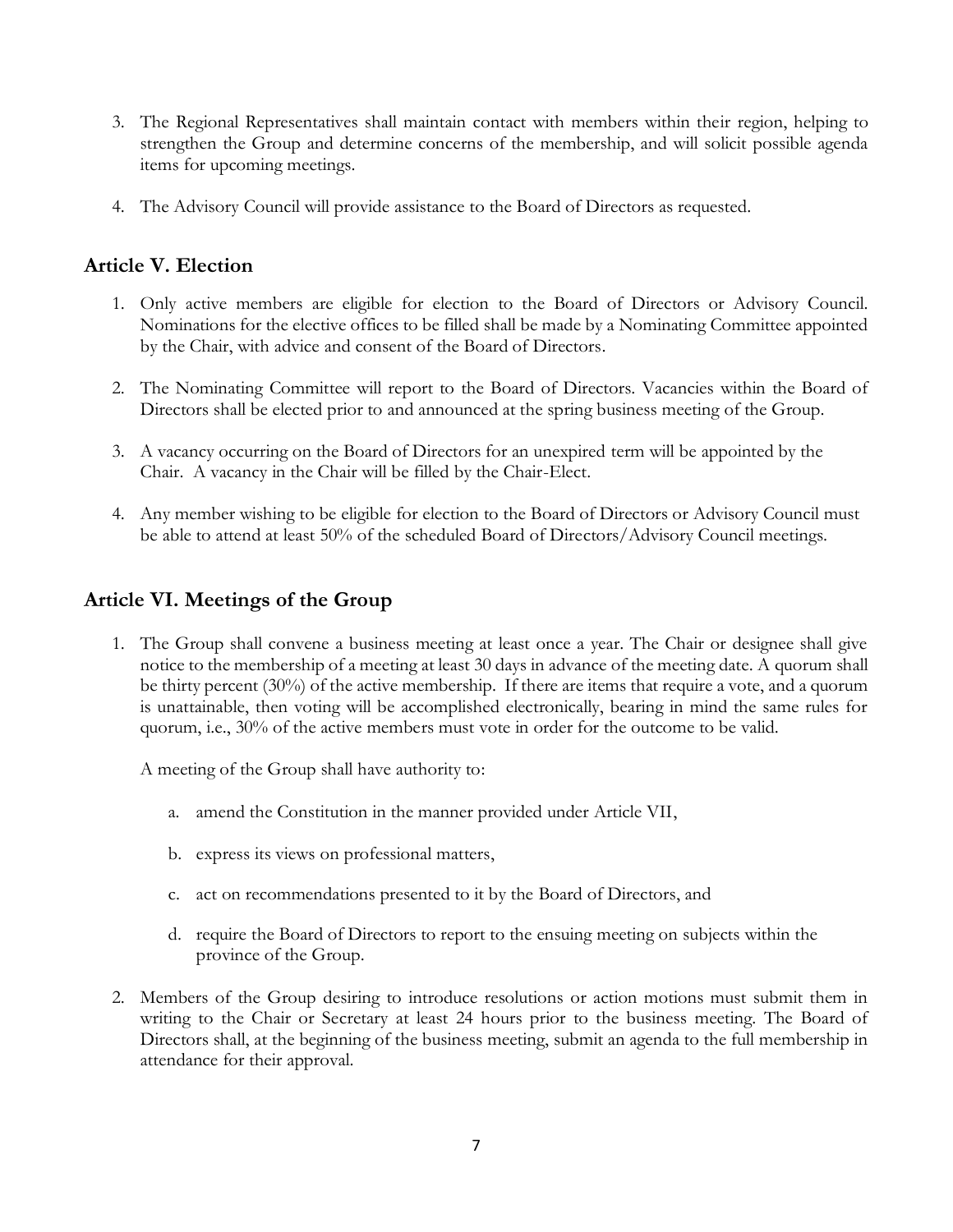3. The Regional Representatives shall maintain contact with members within their region, helping to strengthen the Group and determine concerns of the membership, and will solicit possible agenda items for upcoming meetings.

4. The Advisory Council will provide assistance to the Board of Directors as requested.

## Article V. Election

1. Only active members are eligible for election to the Board of Directors or Advisory Council. Nominations for the elective offices to be filled shall be made by a Nominating Committee appointed by the Chair, with advice and consent of the Board of Directors.

2. The Nominating Committee will report to the Board of Directors. Vacancies within the Board of Directors shall be elected prior to and announced at the spring business meeting of the Group.

3. A vacancy occurring on the Board of Directors for an unexpired term will be appointed by the Chair. A vacancy in the Chair will be filled by the Chair-Elect.

4. Any member wishing to be eligible for election to the Board of Directors or Advisory Council must be able to attend at least 50% of the scheduled Board of Directors/Advisory Council meetings.

## Article VI. Meetings of the Group

1. The Group shall convene a business meeting at least once a year. The Chair or designee shall give notice to the membership of a meeting at least 30 days in advance of the meeting date. A quorum shall be thirty percent (30%) of the active membership. If there are items that require a vote, and a quorum is unattainable, then voting will be accomplished electronically, bearing in mind the same rules for quorum, i.e., 30% of the active members must vote in order for the outcome to be valid.

   A meeting of the Group shall have authority to:

   a. amend the Constitution in the manner provided under Article VII,

   b. express its views on professional matters,

   c. act on recommendations presented to it by the Board of Directors, and

   d. require the Board of Directors to report to the ensuing meeting on subjects within the province of the Group.

2. Members of the Group desiring to introduce resolutions or action motions must submit them in writing to the Chair or Secretary at least 24 hours prior to the business meeting. The Board of Directors shall, at the beginning of the business meeting, submit an agenda to the full membership in attendance for their approval.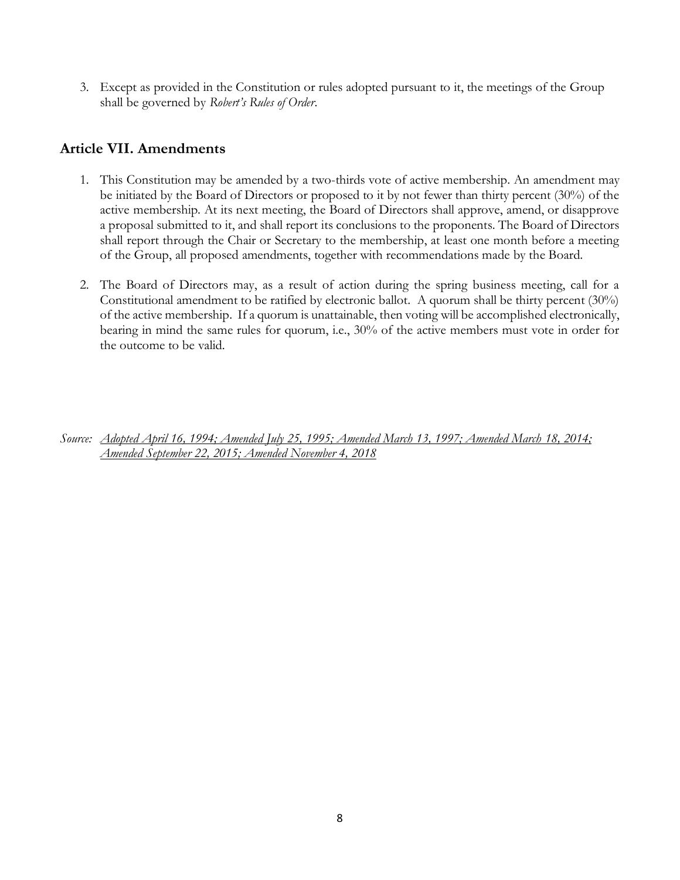3. Except as provided in the Constitution or rules adopted pursuant to it, the meetings of the Group shall be governed by *Robert's Rules of Order*.

## Article VII. Amendments

1. This Constitution may be amended by a two-thirds vote of active membership. An amendment may be initiated by the Board of Directors or proposed to it by not fewer than thirty percent (30%) of the active membership. At its next meeting, the Board of Directors shall approve, amend, or disapprove a proposal submitted to it, and shall report its conclusions to the proponents. The Board of Directors shall report through the Chair or Secretary to the membership, at least one month before a meeting of the Group, all proposed amendments, together with recommendations made by the Board.

2. The Board of Directors may, as a result of action during the spring business meeting, call for a Constitutional amendment to be ratified by electronic ballot. A quorum shall be thirty percent (30%) of the active membership. If a quorum is unattainable, then voting will be accomplished electronically, bearing in mind the same rules for quorum, i.e., 30% of the active members must vote in order for the outcome to be valid.

*Source:* *Adopted April 16, 1994; Amended July 25, 1995; Amended March 13, 1997; Amended March 18, 2014; Amended September 22, 2015; Amended November 4, 2018*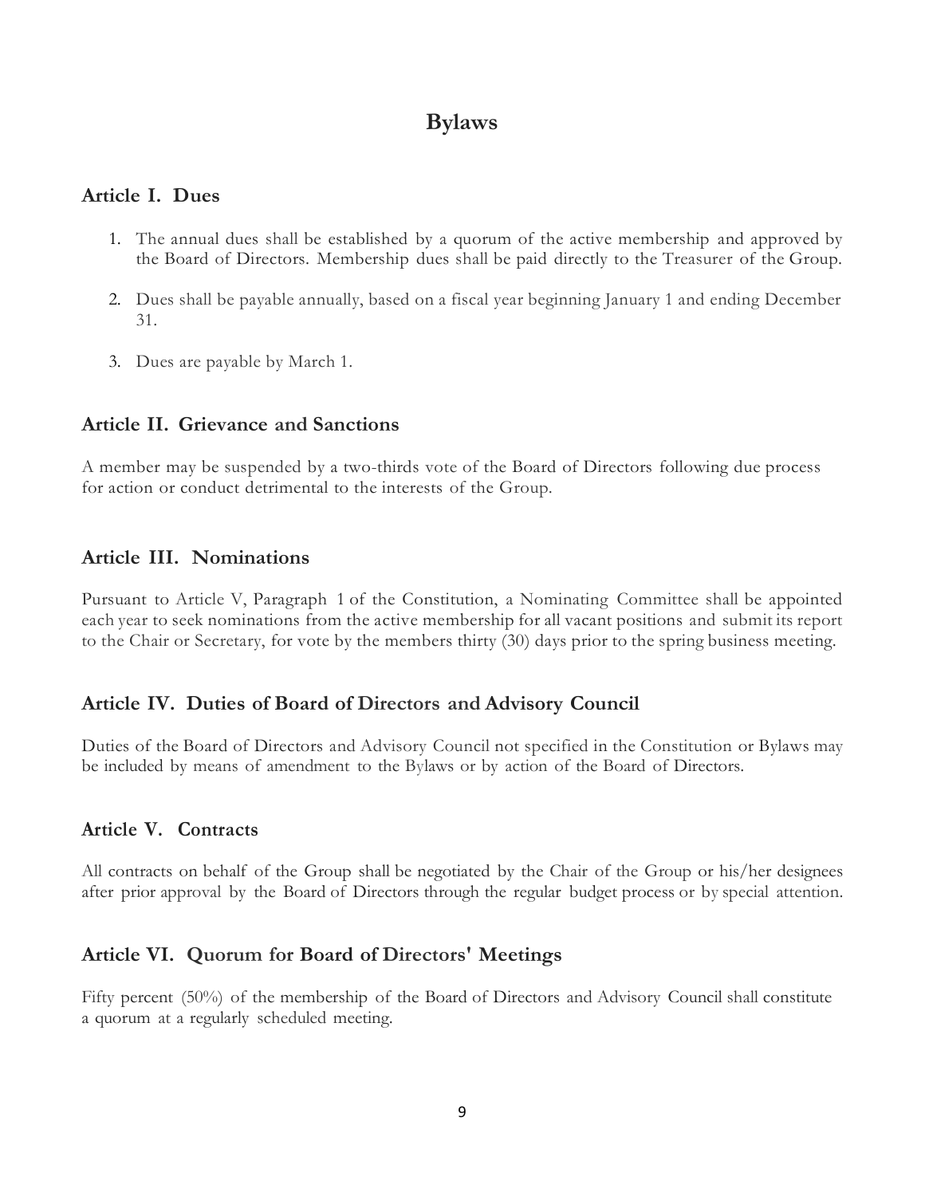# Bylaws

## Article I. Dues

1. The annual dues shall be established by a quorum of the active membership and approved by the Board of Directors. Membership dues shall be paid directly to the Treasurer of the Group.

2. Dues shall be payable annually, based on a fiscal year beginning January 1 and ending December 31.

3. Dues are payable by March 1.

## Article II. Grievance and Sanctions

A member may be suspended by a two-thirds vote of the Board of Directors following due process for action or conduct detrimental to the interests of the Group.

## Article III. Nominations

Pursuant to Article V, Paragraph 1 of the Constitution, a Nominating Committee shall be appointed each year to seek nominations from the active membership for all vacant positions and submit its report to the Chair or Secretary, for vote by the members thirty (30) days prior to the spring business meeting.

## Article IV. Duties of Board of Directors and Advisory Council

Duties of the Board of Directors and Advisory Council not specified in the Constitution or Bylaws may be included by means of amendment to the Bylaws or by action of the Board of Directors.

## Article V. Contracts

All contracts on behalf of the Group shall be negotiated by the Chair of the Group or his/her designees after prior approval by the Board of Directors through the regular budget process or by special attention.

## Article VI. Quorum for Board of Directors' Meetings

Fifty percent (50%) of the membership of the Board of Directors and Advisory Council shall constitute a quorum at a regularly scheduled meeting.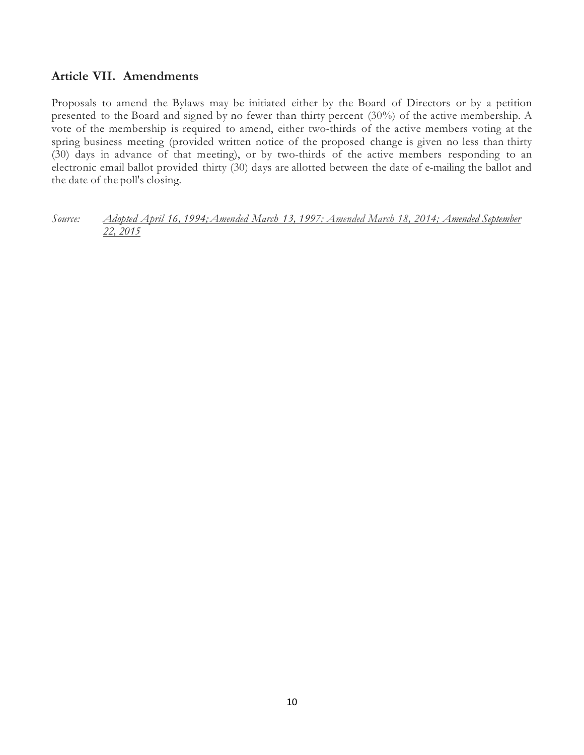## Article VII. Amendments

Proposals to amend the Bylaws may be initiated either by the Board of Directors or by a petition presented to the Board and signed by no fewer than thirty percent (30%) of the active membership. A vote of the membership is required to amend, either two-thirds of the active members voting at the spring business meeting (provided written notice of the proposed change is given no less than thirty (30) days in advance of that meeting), or by two-thirds of the active members responding to an electronic email ballot provided thirty (30) days are allotted between the date of e-mailing the ballot and the date of the poll's closing.

*Source:* *Adopted April 16, 1994; Amended March 13, 1997; Amended March 18, 2014; Amended September 22, 2015*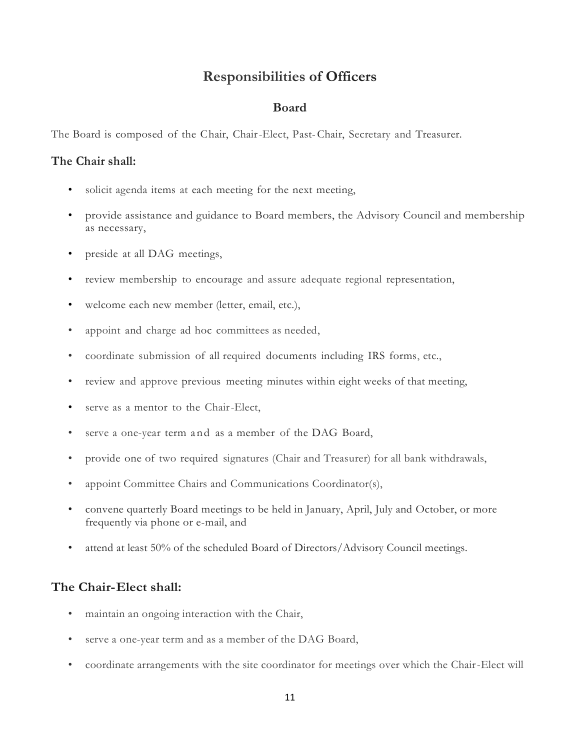# Responsibilities of Officers

## Board

The Board is composed of the Chair, Chair-Elect, Past-Chair, Secretary and Treasurer.

### The Chair shall:

- solicit agenda items at each meeting for the next meeting,
- provide assistance and guidance to Board members, the Advisory Council and membership as necessary,
- preside at all DAG meetings,
- review membership to encourage and assure adequate regional representation,
- welcome each new member (letter, email, etc.),
- appoint and charge ad hoc committees as needed,
- coordinate submission of all required documents including IRS forms, etc.,
- review and approve previous meeting minutes within eight weeks of that meeting,
- serve as a mentor to the Chair-Elect,
- serve a one-year term and as a member of the DAG Board,
- provide one of two required signatures (Chair and Treasurer) for all bank withdrawals,
- appoint Committee Chairs and Communications Coordinator(s),
- convene quarterly Board meetings to be held in January, April, July and October, or more frequently via phone or e-mail, and
- attend at least 50% of the scheduled Board of Directors/Advisory Council meetings.

### The Chair-Elect shall:

- maintain an ongoing interaction with the Chair,
- serve a one-year term and as a member of the DAG Board,
- coordinate arrangements with the site coordinator for meetings over which the Chair-Elect will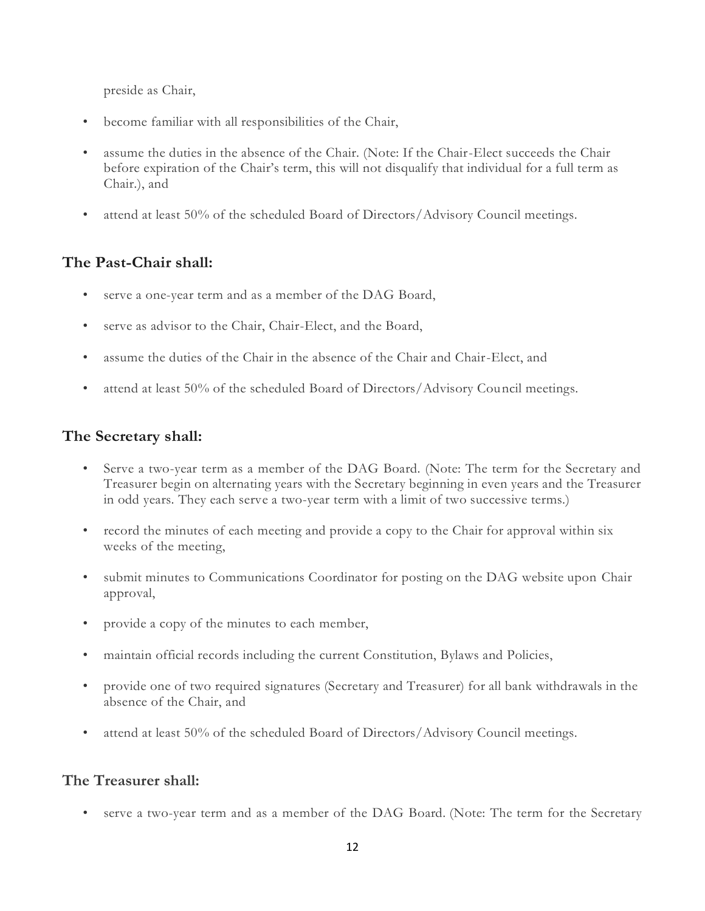preside as Chair,

- become familiar with all responsibilities of the Chair,
- assume the duties in the absence of the Chair. (Note: If the Chair-Elect succeeds the Chair before expiration of the Chair's term, this will not disqualify that individual for a full term as Chair.), and
- attend at least 50% of the scheduled Board of Directors/Advisory Council meetings.

## The Past-Chair shall:

- serve a one-year term and as a member of the DAG Board,
- serve as advisor to the Chair, Chair-Elect, and the Board,
- assume the duties of the Chair in the absence of the Chair and Chair-Elect, and
- attend at least 50% of the scheduled Board of Directors/Advisory Council meetings.

## The Secretary shall:

- Serve a two-year term as a member of the DAG Board. (Note: The term for the Secretary and Treasurer begin on alternating years with the Secretary beginning in even years and the Treasurer in odd years. They each serve a two-year term with a limit of two successive terms.)
- record the minutes of each meeting and provide a copy to the Chair for approval within six weeks of the meeting,
- submit minutes to Communications Coordinator for posting on the DAG website upon Chair approval,
- provide a copy of the minutes to each member,
- maintain official records including the current Constitution, Bylaws and Policies,
- provide one of two required signatures (Secretary and Treasurer) for all bank withdrawals in the absence of the Chair, and
- attend at least 50% of the scheduled Board of Directors/Advisory Council meetings.

## The Treasurer shall:

- serve a two-year term and as a member of the DAG Board. (Note: The term for the Secretary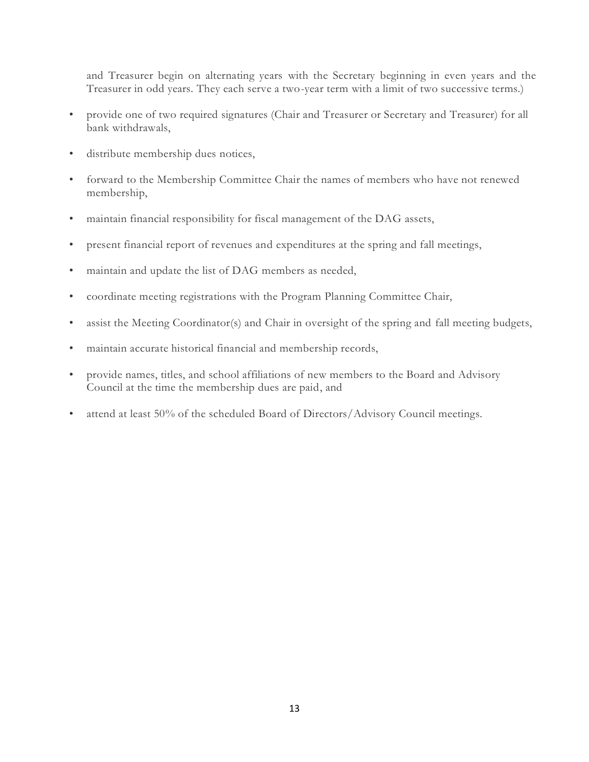and Treasurer begin on alternating years with the Secretary beginning in even years and the Treasurer in odd years. They each serve a two-year term with a limit of two successive terms.)

- provide one of two required signatures (Chair and Treasurer or Secretary and Treasurer) for all bank withdrawals,
- distribute membership dues notices,
- forward to the Membership Committee Chair the names of members who have not renewed membership,
- maintain financial responsibility for fiscal management of the DAG assets,
- present financial report of revenues and expenditures at the spring and fall meetings,
- maintain and update the list of DAG members as needed,
- coordinate meeting registrations with the Program Planning Committee Chair,
- assist the Meeting Coordinator(s) and Chair in oversight of the spring and fall meeting budgets,
- maintain accurate historical financial and membership records,
- provide names, titles, and school affiliations of new members to the Board and Advisory Council at the time the membership dues are paid, and
- attend at least 50% of the scheduled Board of Directors/Advisory Council meetings.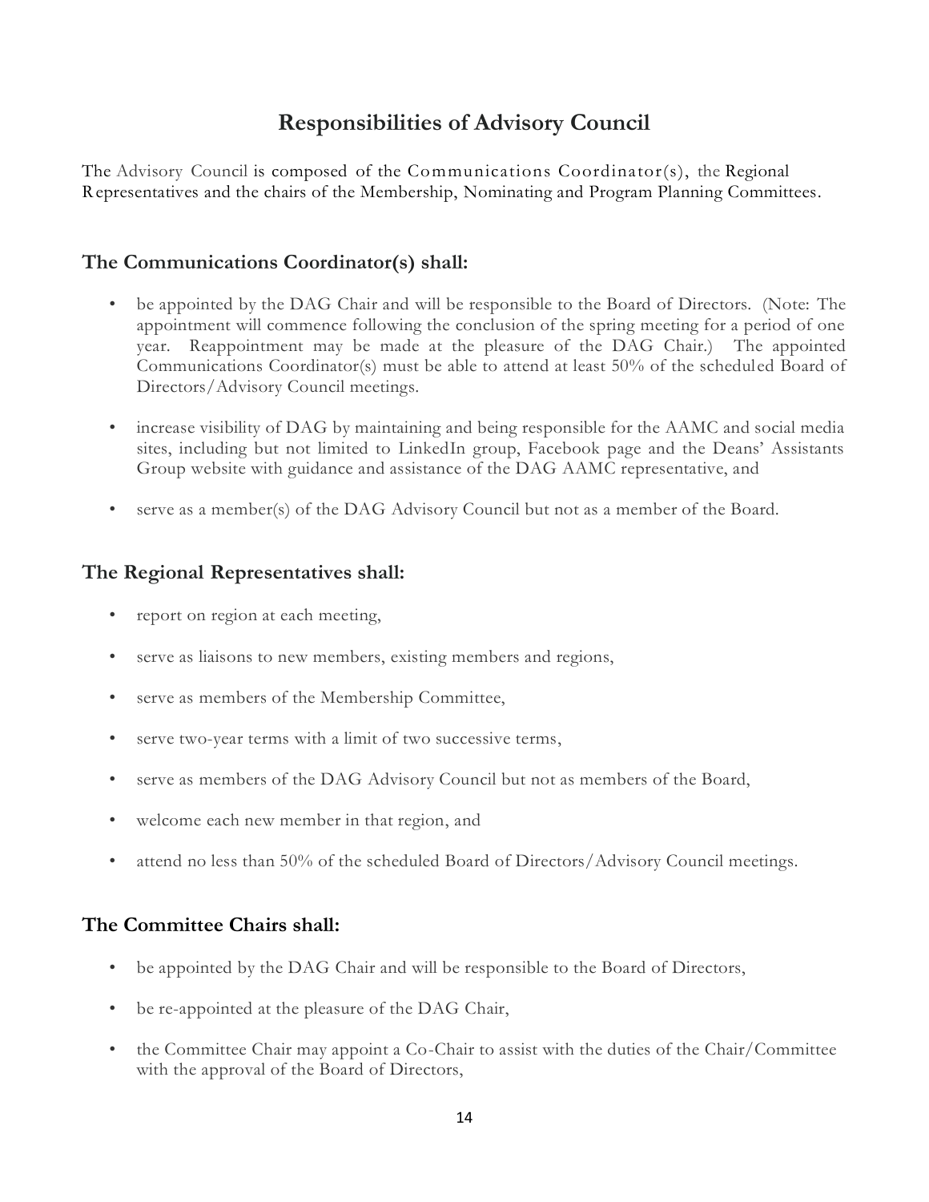# Responsibilities of Advisory Council

The Advisory Council is composed of the Communications Coordinator(s), the Regional Representatives and the chairs of the Membership, Nominating and Program Planning Committees.

### The Communications Coordinator(s) shall:

- be appointed by the DAG Chair and will be responsible to the Board of Directors. (Note: The appointment will commence following the conclusion of the spring meeting for a period of one year. Reappointment may be made at the pleasure of the DAG Chair.) The appointed Communications Coordinator(s) must be able to attend at least 50% of the scheduled Board of Directors/Advisory Council meetings.
- increase visibility of DAG by maintaining and being responsible for the AAMC and social media sites, including but not limited to LinkedIn group, Facebook page and the Deans' Assistants Group website with guidance and assistance of the DAG AAMC representative, and
- serve as a member(s) of the DAG Advisory Council but not as a member of the Board.

### The Regional Representatives shall:

- report on region at each meeting,
- serve as liaisons to new members, existing members and regions,
- serve as members of the Membership Committee,
- serve two-year terms with a limit of two successive terms,
- serve as members of the DAG Advisory Council but not as members of the Board,
- welcome each new member in that region, and
- attend no less than 50% of the scheduled Board of Directors/Advisory Council meetings.

### The Committee Chairs shall:

- be appointed by the DAG Chair and will be responsible to the Board of Directors,
- be re-appointed at the pleasure of the DAG Chair,
- the Committee Chair may appoint a Co-Chair to assist with the duties of the Chair/Committee with the approval of the Board of Directors,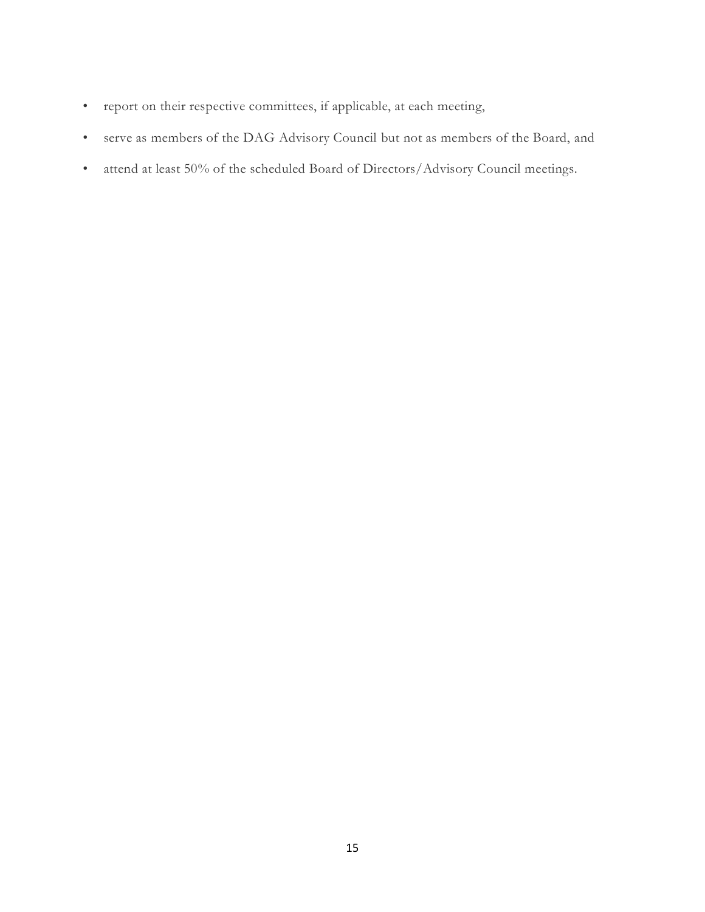- report on their respective committees, if applicable, at each meeting,
- serve as members of the DAG Advisory Council but not as members of the Board, and
- attend at least 50% of the scheduled Board of Directors/Advisory Council meetings.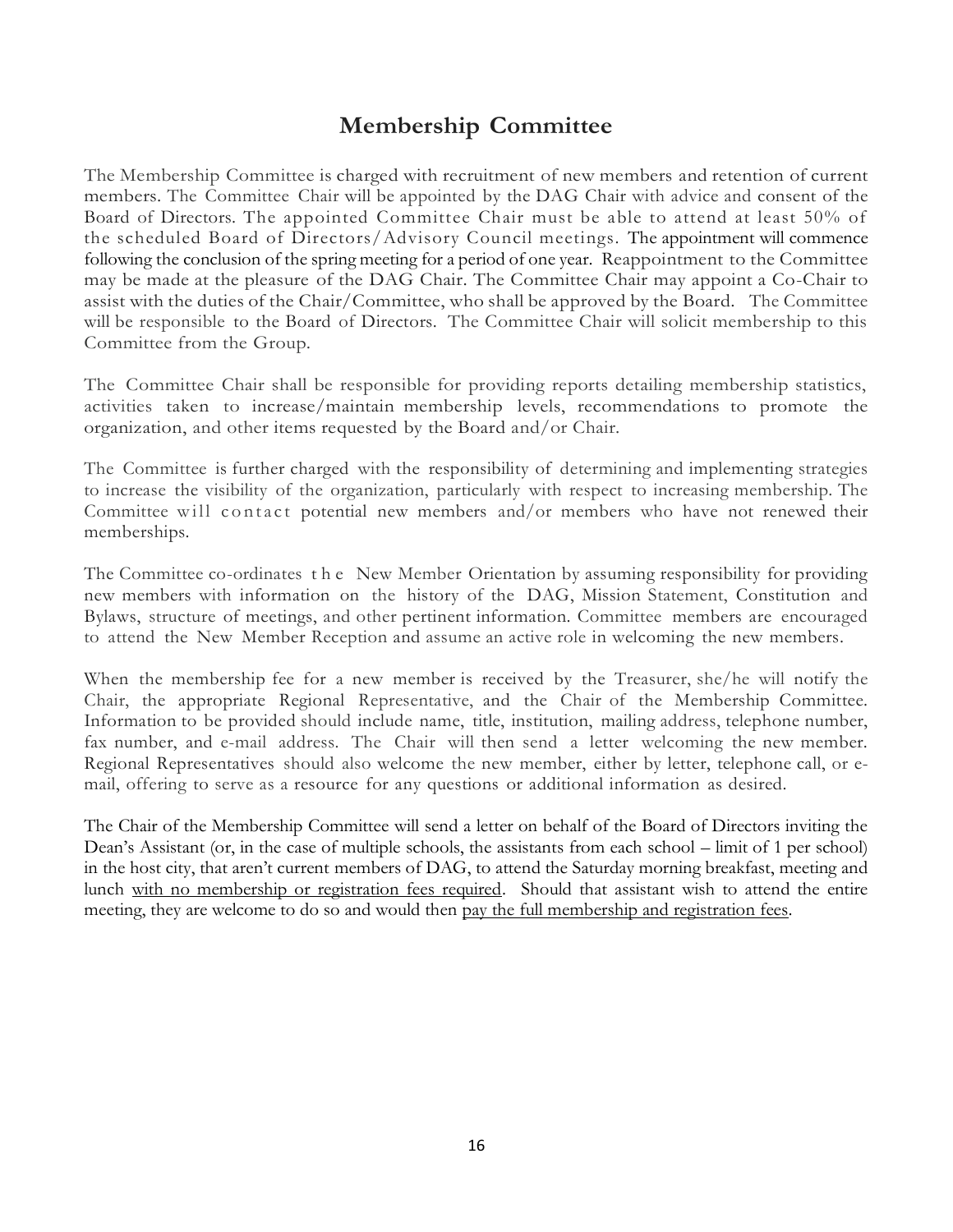## Membership Committee

The Membership Committee is charged with recruitment of new members and retention of current members. The Committee Chair will be appointed by the DAG Chair with advice and consent of the Board of Directors. The appointed Committee Chair must be able to attend at least 50% of the scheduled Board of Directors/Advisory Council meetings. The appointment will commence following the conclusion of the spring meeting for a period of one year. Reappointment to the Committee may be made at the pleasure of the DAG Chair. The Committee Chair may appoint a Co-Chair to assist with the duties of the Chair/Committee, who shall be approved by the Board. The Committee will be responsible to the Board of Directors. The Committee Chair will solicit membership to this Committee from the Group.

The Committee Chair shall be responsible for providing reports detailing membership statistics, activities taken to increase/maintain membership levels, recommendations to promote the organization, and other items requested by the Board and/or Chair.

The Committee is further charged with the responsibility of determining and implementing strategies to increase the visibility of the organization, particularly with respect to increasing membership. The Committee will contact potential new members and/or members who have not renewed their memberships.

The Committee co-ordinates the New Member Orientation by assuming responsibility for providing new members with information on the history of the DAG, Mission Statement, Constitution and Bylaws, structure of meetings, and other pertinent information. Committee members are encouraged to attend the New Member Reception and assume an active role in welcoming the new members.

When the membership fee for a new member is received by the Treasurer, she/he will notify the Chair, the appropriate Regional Representative, and the Chair of the Membership Committee. Information to be provided should include name, title, institution, mailing address, telephone number, fax number, and e-mail address. The Chair will then send a letter welcoming the new member. Regional Representatives should also welcome the new member, either by letter, telephone call, or e-mail, offering to serve as a resource for any questions or additional information as desired.

The Chair of the Membership Committee will send a letter on behalf of the Board of Directors inviting the Dean's Assistant (or, in the case of multiple schools, the assistants from each school – limit of 1 per school) in the host city, that aren't current members of DAG, to attend the Saturday morning breakfast, meeting and lunch <u>with no membership or registration fees required</u>. Should that assistant wish to attend the entire meeting, they are welcome to do so and would then <u>pay the full membership and registration fees</u>.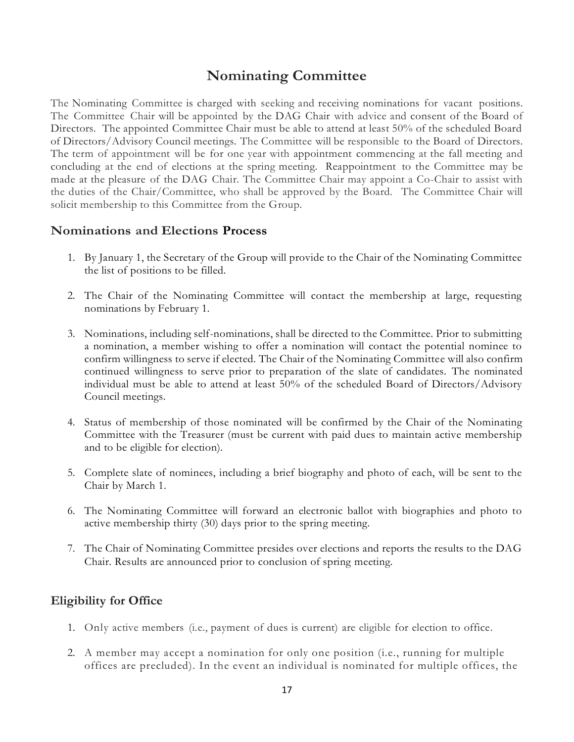# Nominating Committee

The Nominating Committee is charged with seeking and receiving nominations for vacant positions. The Committee Chair will be appointed by the DAG Chair with advice and consent of the Board of Directors. The appointed Committee Chair must be able to attend at least 50% of the scheduled Board of Directors/Advisory Council meetings. The Committee will be responsible to the Board of Directors. The term of appointment will be for one year with appointment commencing at the fall meeting and concluding at the end of elections at the spring meeting. Reappointment to the Committee may be made at the pleasure of the DAG Chair. The Committee Chair may appoint a Co-Chair to assist with the duties of the Chair/Committee, who shall be approved by the Board. The Committee Chair will solicit membership to this Committee from the Group.

## Nominations and Elections Process

1. By January 1, the Secretary of the Group will provide to the Chair of the Nominating Committee the list of positions to be filled.

2. The Chair of the Nominating Committee will contact the membership at large, requesting nominations by February 1.

3. Nominations, including self-nominations, shall be directed to the Committee. Prior to submitting a nomination, a member wishing to offer a nomination will contact the potential nominee to confirm willingness to serve if elected. The Chair of the Nominating Committee will also confirm continued willingness to serve prior to preparation of the slate of candidates. The nominated individual must be able to attend at least 50% of the scheduled Board of Directors/Advisory Council meetings.

4. Status of membership of those nominated will be confirmed by the Chair of the Nominating Committee with the Treasurer (must be current with paid dues to maintain active membership and to be eligible for election).

5. Complete slate of nominees, including a brief biography and photo of each, will be sent to the Chair by March 1.

6. The Nominating Committee will forward an electronic ballot with biographies and photo to active membership thirty (30) days prior to the spring meeting.

7. The Chair of Nominating Committee presides over elections and reports the results to the DAG Chair. Results are announced prior to conclusion of spring meeting.

## Eligibility for Office

1. Only active members (i.e., payment of dues is current) are eligible for election to office.

2. A member may accept a nomination for only one position (i.e., running for multiple offices are precluded). In the event an individual is nominated for multiple offices, the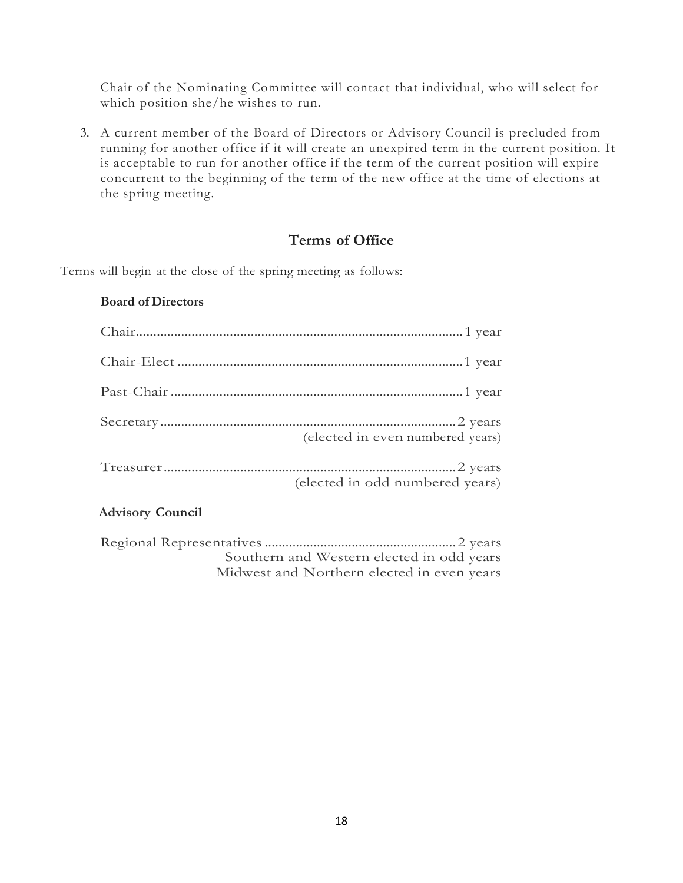Chair of the Nominating Committee will contact that individual, who will select for which position she/he wishes to run.

3. A current member of the Board of Directors or Advisory Council is precluded from running for another office if it will create an unexpired term in the current position. It is acceptable to run for another office if the term of the current position will expire concurrent to the beginning of the term of the new office at the time of elections at the spring meeting.

## Terms of Office

Terms will begin at the close of the spring meeting as follows:

**Board of Directors**

Chair.............................................................................................1 year

Chair-Elect ..................................................................................1 year

Past-Chair ....................................................................................1 year

Secretary.....................................................................................2 years
(elected in even numbered years)

Treasurer.....................................................................................2 years
(elected in odd numbered years)

**Advisory Council**

Regional Representatives .......................................................2 years
Southern and Western elected in odd years
Midwest and Northern elected in even years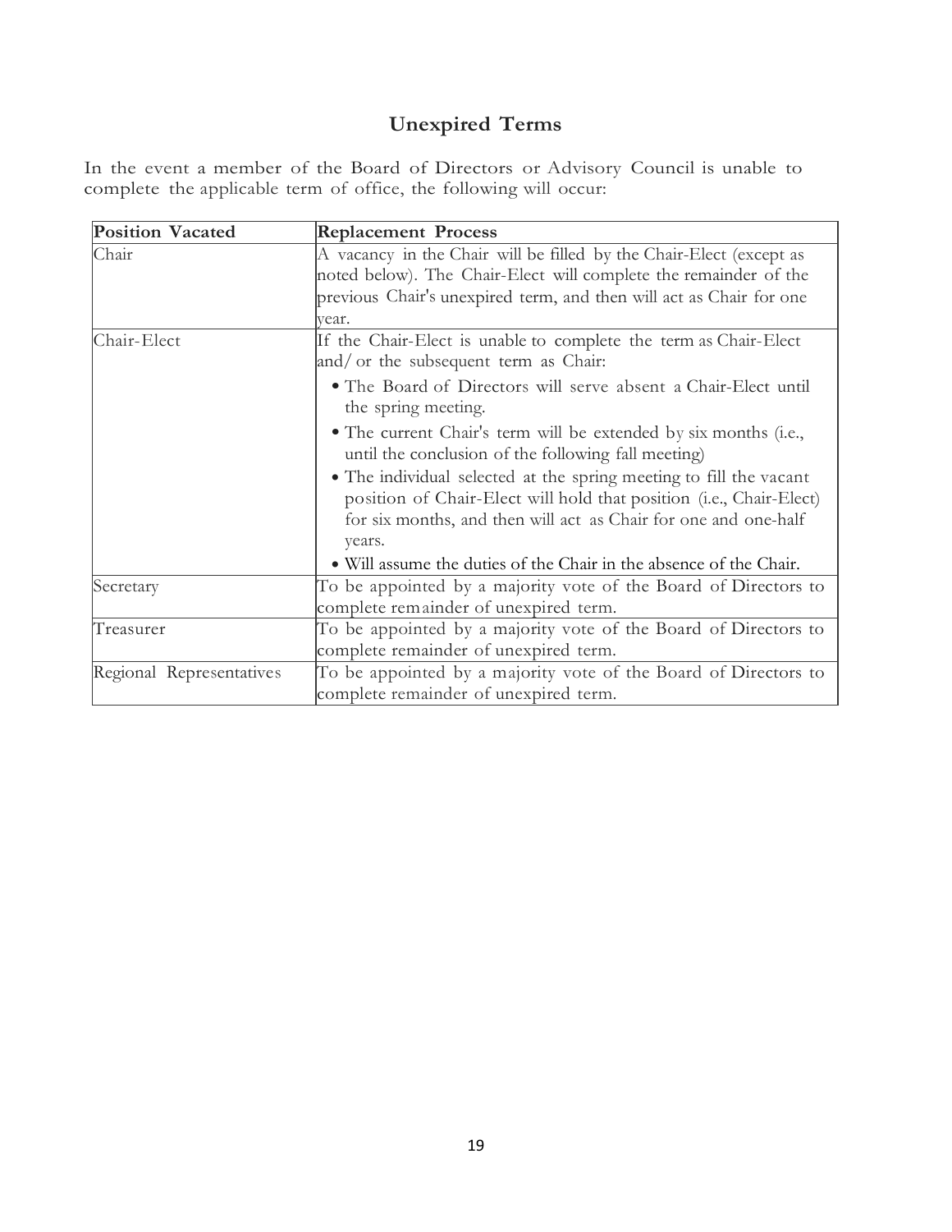## Unexpired Terms

In the event a member of the Board of Directors or Advisory Council is unable to complete the applicable term of office, the following will occur:

| Position Vacated | Replacement Process |
|---|---|
| Chair | A vacancy in the Chair will be filled by the Chair-Elect (except as noted below). The Chair-Elect will complete the remainder of the previous Chair's unexpired term, and then will act as Chair for one year. |
| Chair-Elect | If the Chair-Elect is unable to complete the term as Chair-Elect and/ or the subsequent term as Chair:<br>• The Board of Directors will serve absent a Chair-Elect until the spring meeting.<br>• The current Chair's term will be extended by six months (i.e., until the conclusion of the following fall meeting)<br>• The individual selected at the spring meeting to fill the vacant position of Chair-Elect will hold that position (i.e., Chair-Elect) for six months, and then will act as Chair for one and one-half years.<br>• Will assume the duties of the Chair in the absence of the Chair. |
| Secretary | To be appointed by a majority vote of the Board of Directors to complete remainder of unexpired term. |
| Treasurer | To be appointed by a majority vote of the Board of Directors to complete remainder of unexpired term. |
| Regional Representatives | To be appointed by a majority vote of the Board of Directors to complete remainder of unexpired term. |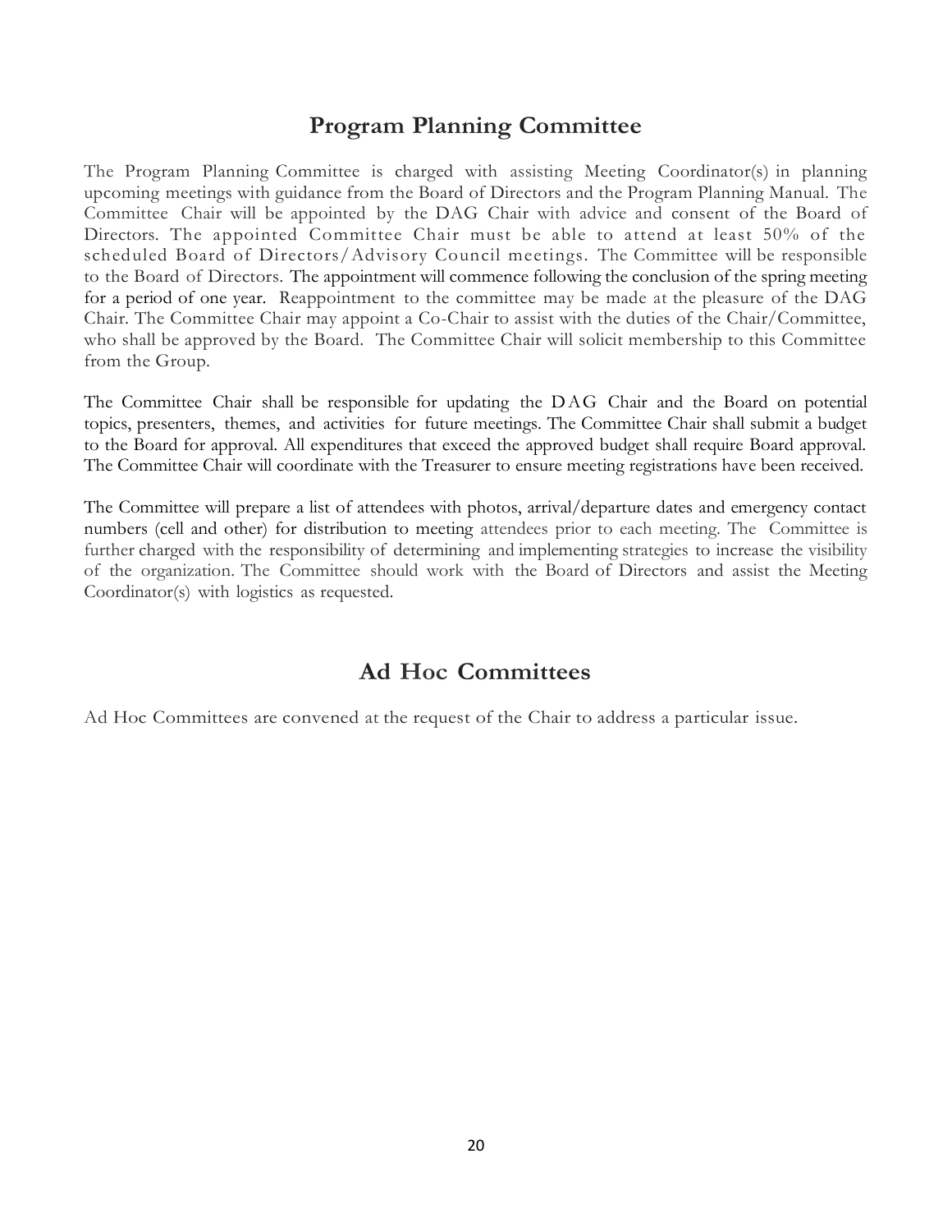## Program Planning Committee

The Program Planning Committee is charged with assisting Meeting Coordinator(s) in planning upcoming meetings with guidance from the Board of Directors and the Program Planning Manual. The Committee Chair will be appointed by the DAG Chair with advice and consent of the Board of Directors. The appointed Committee Chair must be able to attend at least 50% of the scheduled Board of Directors/Advisory Council meetings. The Committee will be responsible to the Board of Directors. The appointment will commence following the conclusion of the spring meeting for a period of one year. Reappointment to the committee may be made at the pleasure of the DAG Chair. The Committee Chair may appoint a Co-Chair to assist with the duties of the Chair/Committee, who shall be approved by the Board. The Committee Chair will solicit membership to this Committee from the Group.

The Committee Chair shall be responsible for updating the DAG Chair and the Board on potential topics, presenters, themes, and activities for future meetings. The Committee Chair shall submit a budget to the Board for approval. All expenditures that exceed the approved budget shall require Board approval. The Committee Chair will coordinate with the Treasurer to ensure meeting registrations have been received.

The Committee will prepare a list of attendees with photos, arrival/departure dates and emergency contact numbers (cell and other) for distribution to meeting attendees prior to each meeting. The Committee is further charged with the responsibility of determining and implementing strategies to increase the visibility of the organization. The Committee should work with the Board of Directors and assist the Meeting Coordinator(s) with logistics as requested.

## Ad Hoc Committees

Ad Hoc Committees are convened at the request of the Chair to address a particular issue.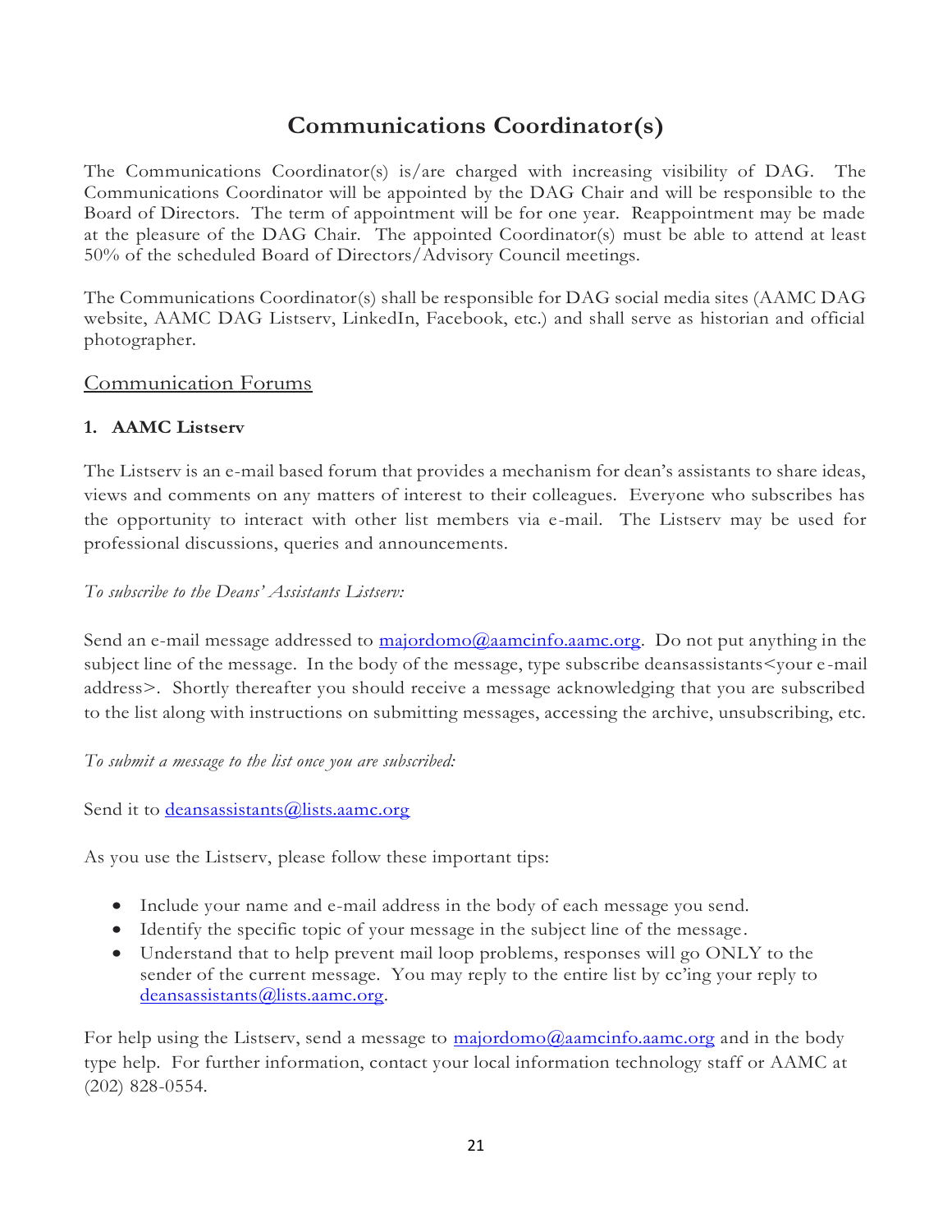# Communications Coordinator(s)

The Communications Coordinator(s) is/are charged with increasing visibility of DAG. The Communications Coordinator will be appointed by the DAG Chair and will be responsible to the Board of Directors. The term of appointment will be for one year. Reappointment may be made at the pleasure of the DAG Chair. The appointed Coordinator(s) must be able to attend at least 50% of the scheduled Board of Directors/Advisory Council meetings.

The Communications Coordinator(s) shall be responsible for DAG social media sites (AAMC DAG website, AAMC DAG Listserv, LinkedIn, Facebook, etc.) and shall serve as historian and official photographer.

## Communication Forums

### 1. AAMC Listserv

The Listserv is an e-mail based forum that provides a mechanism for dean's assistants to share ideas, views and comments on any matters of interest to their colleagues. Everyone who subscribes has the opportunity to interact with other list members via e-mail. The Listserv may be used for professional discussions, queries and announcements.

*To subscribe to the Deans' Assistants Listserv:*

Send an e-mail message addressed to majordomo@aamcinfo.aamc.org. Do not put anything in the subject line of the message. In the body of the message, type subscribe deansassistants<your e-mail address>. Shortly thereafter you should receive a message acknowledging that you are subscribed to the list along with instructions on submitting messages, accessing the archive, unsubscribing, etc.

*To submit a message to the list once you are subscribed:*

Send it to deansassistants@lists.aamc.org

As you use the Listserv, please follow these important tips:

- Include your name and e-mail address in the body of each message you send.
- Identify the specific topic of your message in the subject line of the message.
- Understand that to help prevent mail loop problems, responses will go ONLY to the sender of the current message. You may reply to the entire list by cc'ing your reply to deansassistants@lists.aamc.org.

For help using the Listserv, send a message to majordomo@aamcinfo.aamc.org and in the body type help. For further information, contact your local information technology staff or AAMC at (202) 828-0554.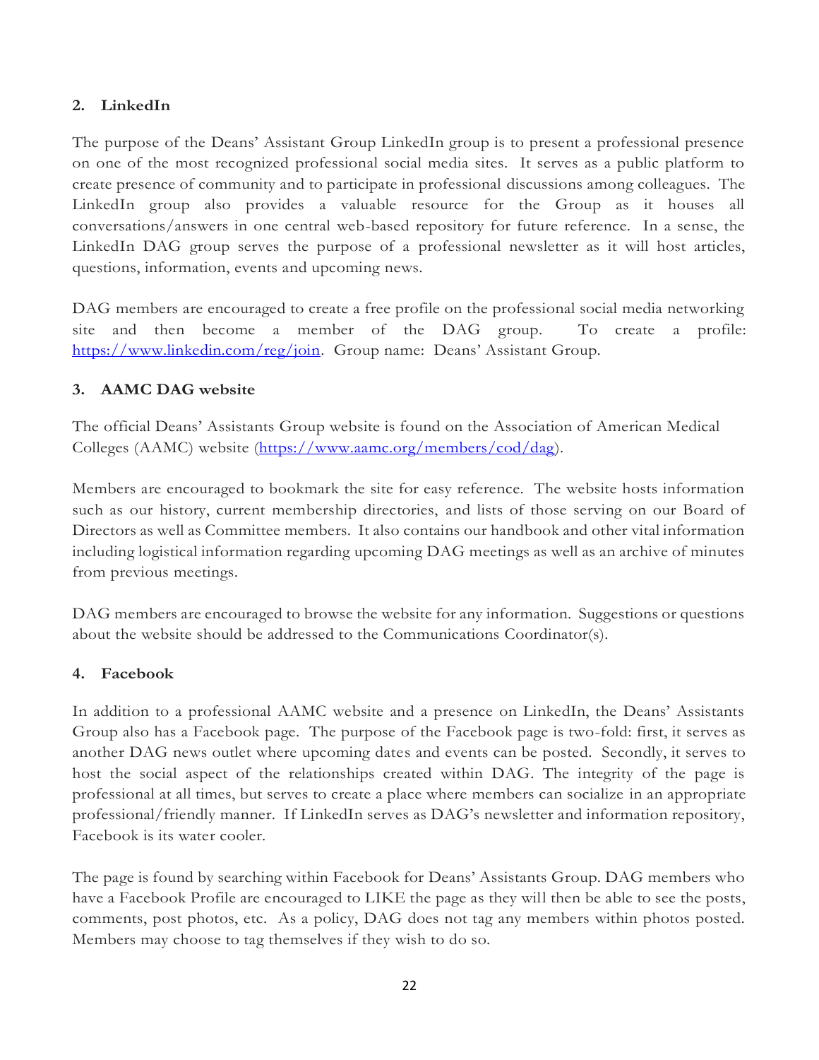**2. LinkedIn**

The purpose of the Deans' Assistant Group LinkedIn group is to present a professional presence on one of the most recognized professional social media sites. It serves as a public platform to create presence of community and to participate in professional discussions among colleagues. The LinkedIn group also provides a valuable resource for the Group as it houses all conversations/answers in one central web-based repository for future reference. In a sense, the LinkedIn DAG group serves the purpose of a professional newsletter as it will host articles, questions, information, events and upcoming news.

DAG members are encouraged to create a free profile on the professional social media networking site and then become a member of the DAG group. To create a profile: https://www.linkedin.com/reg/join. Group name: Deans' Assistant Group.

**3. AAMC DAG website**

The official Deans' Assistants Group website is found on the Association of American Medical Colleges (AAMC) website (https://www.aamc.org/members/cod/dag).

Members are encouraged to bookmark the site for easy reference. The website hosts information such as our history, current membership directories, and lists of those serving on our Board of Directors as well as Committee members. It also contains our handbook and other vital information including logistical information regarding upcoming DAG meetings as well as an archive of minutes from previous meetings.

DAG members are encouraged to browse the website for any information. Suggestions or questions about the website should be addressed to the Communications Coordinator(s).

**4. Facebook**

In addition to a professional AAMC website and a presence on LinkedIn, the Deans' Assistants Group also has a Facebook page. The purpose of the Facebook page is two-fold: first, it serves as another DAG news outlet where upcoming dates and events can be posted. Secondly, it serves to host the social aspect of the relationships created within DAG. The integrity of the page is professional at all times, but serves to create a place where members can socialize in an appropriate professional/friendly manner. If LinkedIn serves as DAG's newsletter and information repository, Facebook is its water cooler.

The page is found by searching within Facebook for Deans' Assistants Group. DAG members who have a Facebook Profile are encouraged to LIKE the page as they will then be able to see the posts, comments, post photos, etc. As a policy, DAG does not tag any members within photos posted. Members may choose to tag themselves if they wish to do so.